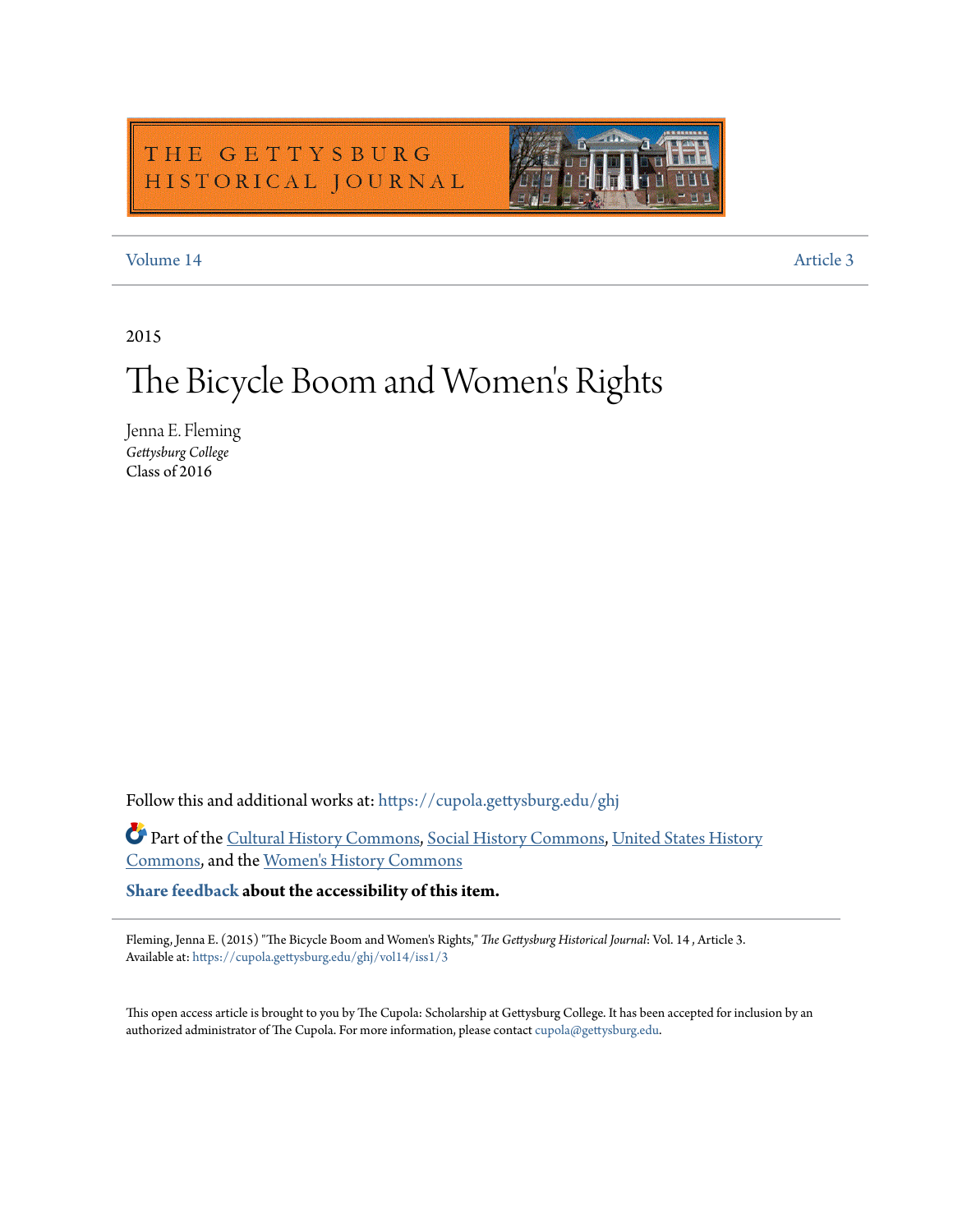THE GETTYSBURG HISTORICAL JOURNAL

Volume 14 Article 3

2015

# The Bicycle Boom and Women's Rights

Jenna E. Fleming
*Gettysburg College*
Class of 2016

Follow this and additional works at: https://cupola.gettysburg.edu/ghj

Part of the Cultural History Commons, Social History Commons, United States History Commons, and the Women's History Commons

**Share feedback about the accessibility of this item.**

Fleming, Jenna E. (2015) "The Bicycle Boom and Women's Rights," *The Gettysburg Historical Journal*: Vol. 14 , Article 3.
Available at: https://cupola.gettysburg.edu/ghj/vol14/iss1/3

This open access article is brought to you by The Cupola: Scholarship at Gettysburg College. It has been accepted for inclusion by an authorized administrator of The Cupola. For more information, please contact cupola@gettysburg.edu.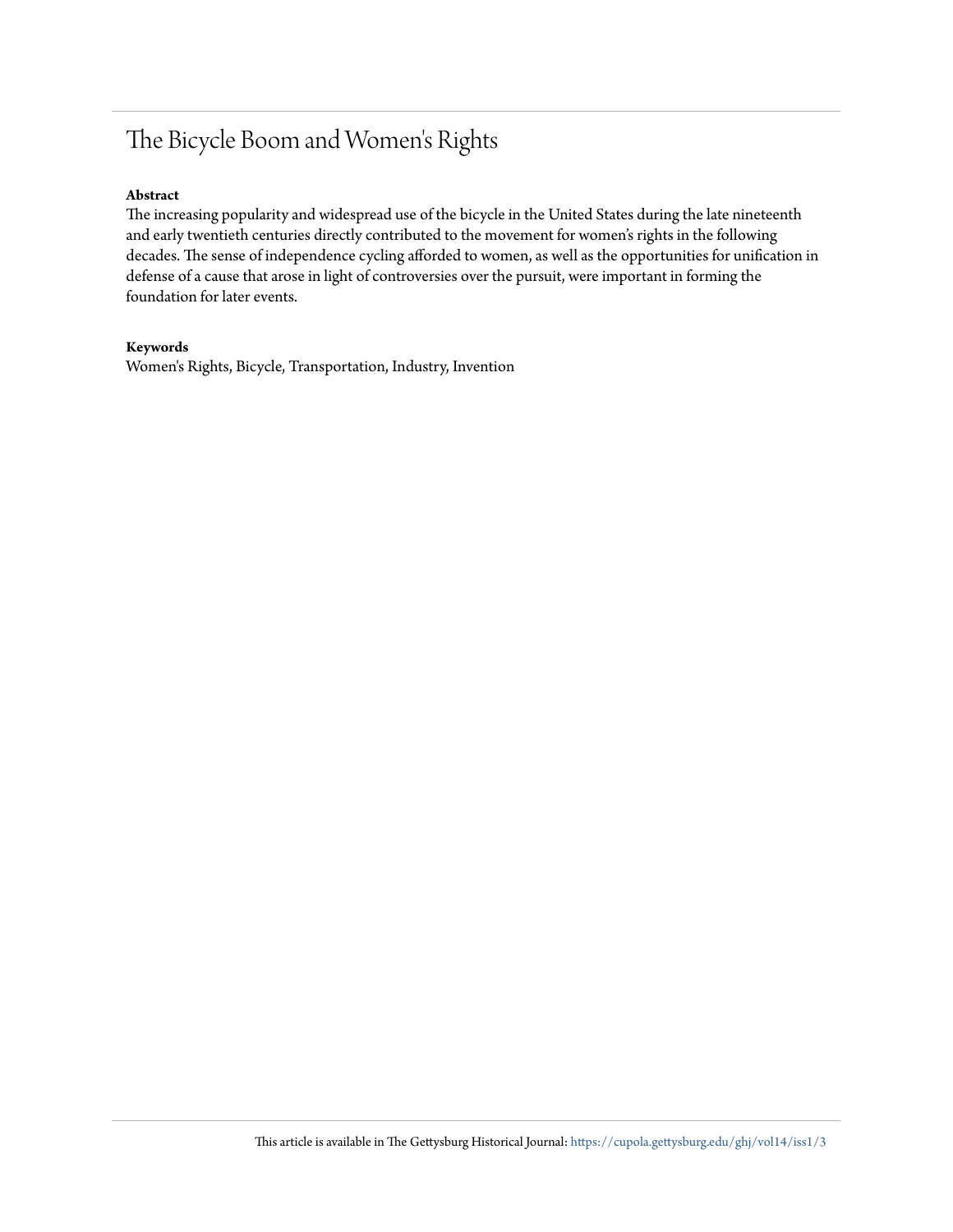# The Bicycle Boom and Women's Rights

**Abstract**

The increasing popularity and widespread use of the bicycle in the United States during the late nineteenth and early twentieth centuries directly contributed to the movement for women's rights in the following decades. The sense of independence cycling afforded to women, as well as the opportunities for unification in defense of a cause that arose in light of controversies over the pursuit, were important in forming the foundation for later events.

**Keywords**

Women's Rights, Bicycle, Transportation, Industry, Invention

This article is available in The Gettysburg Historical Journal: https://cupola.gettysburg.edu/ghj/vol14/iss1/3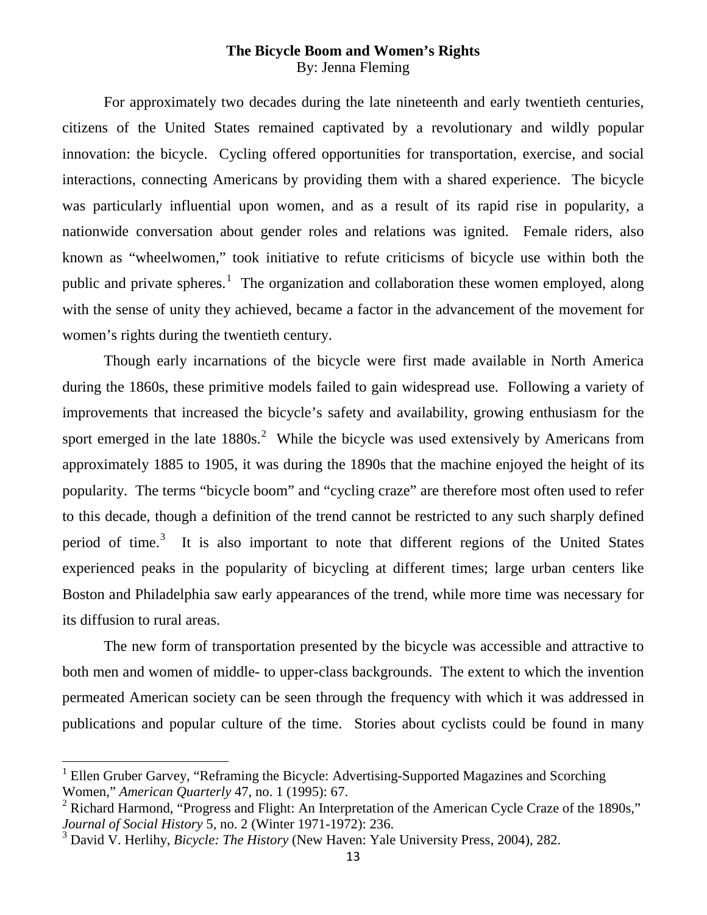**The Bicycle Boom and Women's Rights**

By: Jenna Fleming

For approximately two decades during the late nineteenth and early twentieth centuries, citizens of the United States remained captivated by a revolutionary and wildly popular innovation: the bicycle. Cycling offered opportunities for transportation, exercise, and social interactions, connecting Americans by providing them with a shared experience. The bicycle was particularly influential upon women, and as a result of its rapid rise in popularity, a nationwide conversation about gender roles and relations was ignited. Female riders, also known as "wheelwomen," took initiative to refute criticisms of bicycle use within both the public and private spheres.[1] The organization and collaboration these women employed, along with the sense of unity they achieved, became a factor in the advancement of the movement for women's rights during the twentieth century.

Though early incarnations of the bicycle were first made available in North America during the 1860s, these primitive models failed to gain widespread use. Following a variety of improvements that increased the bicycle's safety and availability, growing enthusiasm for the sport emerged in the late 1880s.[2] While the bicycle was used extensively by Americans from approximately 1885 to 1905, it was during the 1890s that the machine enjoyed the height of its popularity. The terms "bicycle boom" and "cycling craze" are therefore most often used to refer to this decade, though a definition of the trend cannot be restricted to any such sharply defined period of time.[3] It is also important to note that different regions of the United States experienced peaks in the popularity of bicycling at different times; large urban centers like Boston and Philadelphia saw early appearances of the trend, while more time was necessary for its diffusion to rural areas.

The new form of transportation presented by the bicycle was accessible and attractive to both men and women of middle- to upper-class backgrounds. The extent to which the invention permeated American society can be seen through the frequency with which it was addressed in publications and popular culture of the time. Stories about cyclists could be found in many

---

[1] Ellen Gruber Garvey, "Reframing the Bicycle: Advertising-Supported Magazines and Scorching Women," *American Quarterly* 47, no. 1 (1995): 67.

[2] Richard Harmond, "Progress and Flight: An Interpretation of the American Cycle Craze of the 1890s," *Journal of Social History* 5, no. 2 (Winter 1971-1972): 236.

[3] David V. Herlihy, *Bicycle: The History* (New Haven: Yale University Press, 2004), 282.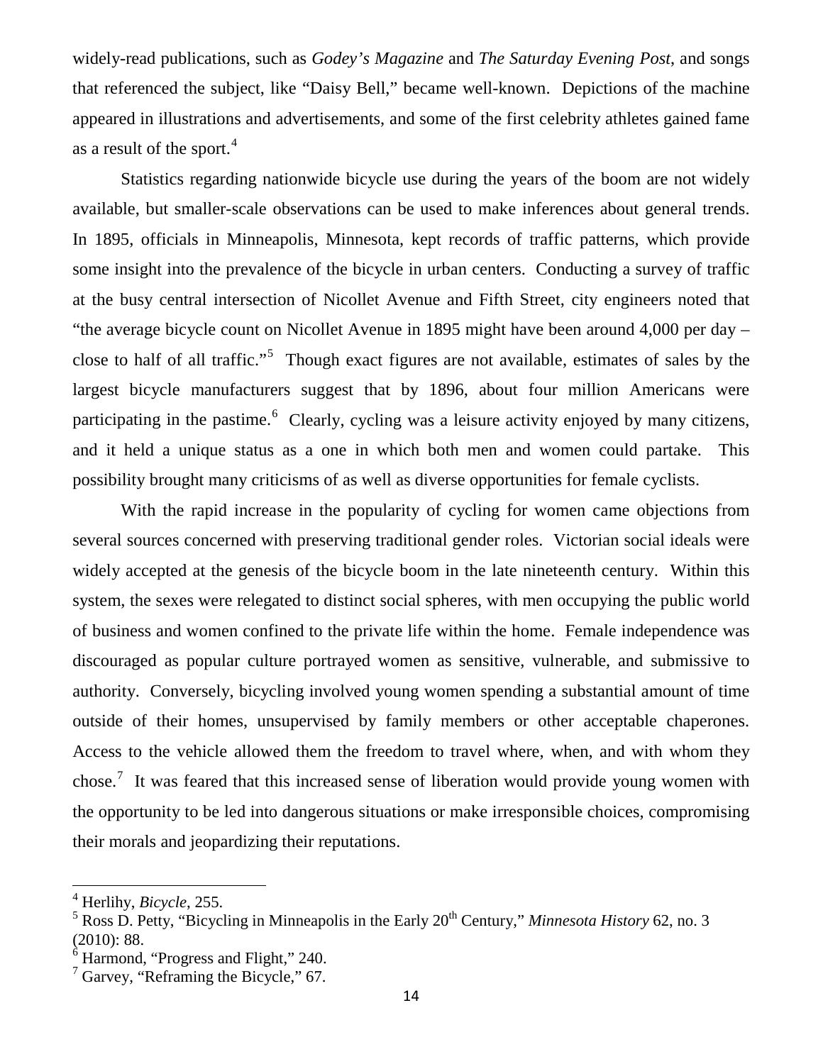widely-read publications, such as *Godey's Magazine* and *The Saturday Evening Post*, and songs that referenced the subject, like "Daisy Bell," became well-known. Depictions of the machine appeared in illustrations and advertisements, and some of the first celebrity athletes gained fame as a result of the sport.[4]

Statistics regarding nationwide bicycle use during the years of the boom are not widely available, but smaller-scale observations can be used to make inferences about general trends. In 1895, officials in Minneapolis, Minnesota, kept records of traffic patterns, which provide some insight into the prevalence of the bicycle in urban centers. Conducting a survey of traffic at the busy central intersection of Nicollet Avenue and Fifth Street, city engineers noted that "the average bicycle count on Nicollet Avenue in 1895 might have been around 4,000 per day – close to half of all traffic."[5] Though exact figures are not available, estimates of sales by the largest bicycle manufacturers suggest that by 1896, about four million Americans were participating in the pastime.[6] Clearly, cycling was a leisure activity enjoyed by many citizens, and it held a unique status as a one in which both men and women could partake. This possibility brought many criticisms of as well as diverse opportunities for female cyclists.

With the rapid increase in the popularity of cycling for women came objections from several sources concerned with preserving traditional gender roles. Victorian social ideals were widely accepted at the genesis of the bicycle boom in the late nineteenth century. Within this system, the sexes were relegated to distinct social spheres, with men occupying the public world of business and women confined to the private life within the home. Female independence was discouraged as popular culture portrayed women as sensitive, vulnerable, and submissive to authority. Conversely, bicycling involved young women spending a substantial amount of time outside of their homes, unsupervised by family members or other acceptable chaperones. Access to the vehicle allowed them the freedom to travel where, when, and with whom they chose.[7] It was feared that this increased sense of liberation would provide young women with the opportunity to be led into dangerous situations or make irresponsible choices, compromising their morals and jeopardizing their reputations.

---

[4] Herlihy, *Bicycle*, 255.

[5] Ross D. Petty, "Bicycling in Minneapolis in the Early 20th Century," *Minnesota History* 62, no. 3 (2010): 88.

[6] Harmond, "Progress and Flight," 240.

[7] Garvey, "Reframing the Bicycle," 67.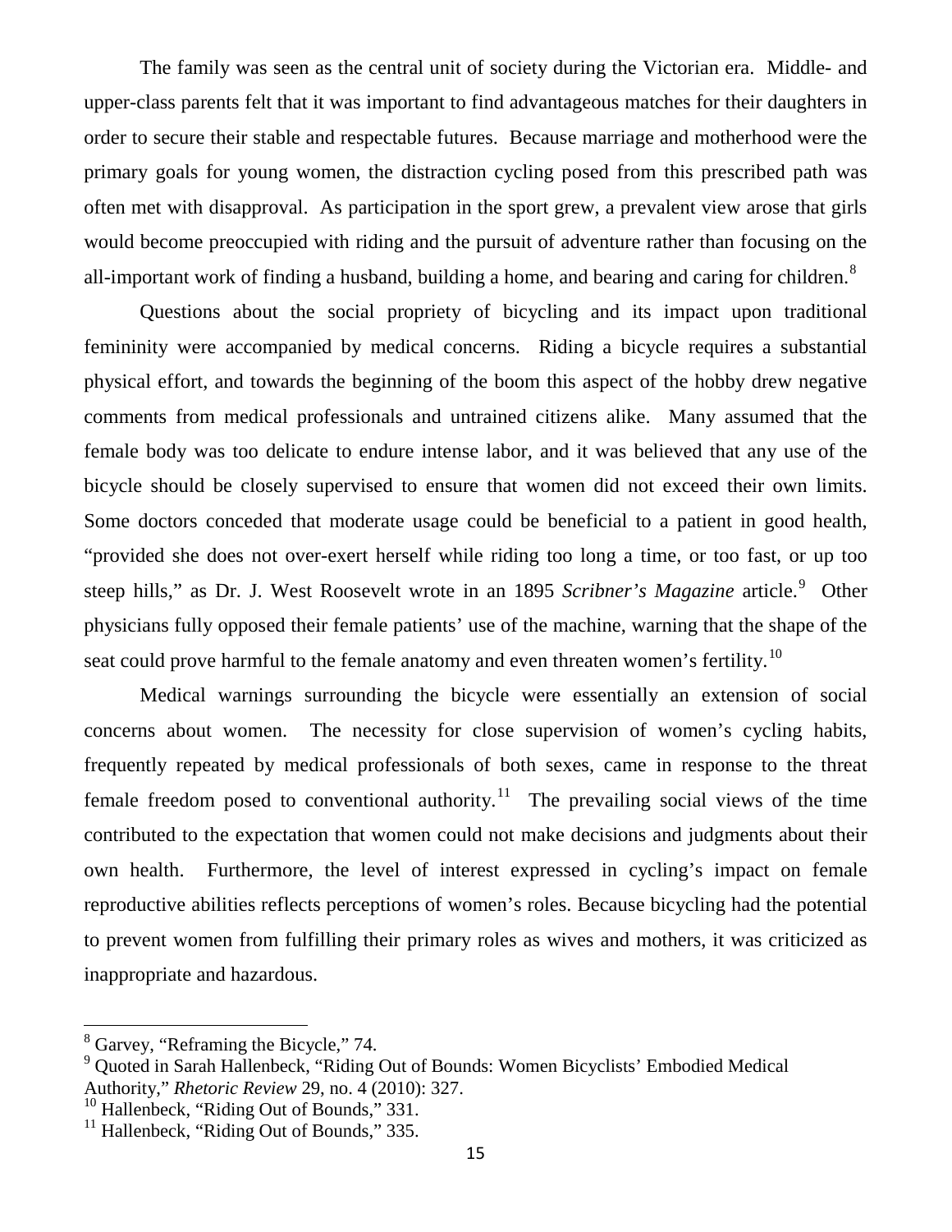The family was seen as the central unit of society during the Victorian era. Middle- and upper-class parents felt that it was important to find advantageous matches for their daughters in order to secure their stable and respectable futures. Because marriage and motherhood were the primary goals for young women, the distraction cycling posed from this prescribed path was often met with disapproval. As participation in the sport grew, a prevalent view arose that girls would become preoccupied with riding and the pursuit of adventure rather than focusing on the all-important work of finding a husband, building a home, and bearing and caring for children.[8]

Questions about the social propriety of bicycling and its impact upon traditional femininity were accompanied by medical concerns. Riding a bicycle requires a substantial physical effort, and towards the beginning of the boom this aspect of the hobby drew negative comments from medical professionals and untrained citizens alike. Many assumed that the female body was too delicate to endure intense labor, and it was believed that any use of the bicycle should be closely supervised to ensure that women did not exceed their own limits. Some doctors conceded that moderate usage could be beneficial to a patient in good health, "provided she does not over-exert herself while riding too long a time, or too fast, or up too steep hills," as Dr. J. West Roosevelt wrote in an 1895 *Scribner's Magazine* article.[9] Other physicians fully opposed their female patients' use of the machine, warning that the shape of the seat could prove harmful to the female anatomy and even threaten women's fertility.[10]

Medical warnings surrounding the bicycle were essentially an extension of social concerns about women. The necessity for close supervision of women's cycling habits, frequently repeated by medical professionals of both sexes, came in response to the threat female freedom posed to conventional authority.[11] The prevailing social views of the time contributed to the expectation that women could not make decisions and judgments about their own health. Furthermore, the level of interest expressed in cycling's impact on female reproductive abilities reflects perceptions of women's roles. Because bicycling had the potential to prevent women from fulfilling their primary roles as wives and mothers, it was criticized as inappropriate and hazardous.

---

[8] Garvey, "Reframing the Bicycle," 74.

[9] Quoted in Sarah Hallenbeck, "Riding Out of Bounds: Women Bicyclists' Embodied Medical Authority," *Rhetoric Review* 29, no. 4 (2010): 327.

[10] Hallenbeck, "Riding Out of Bounds," 331.

[11] Hallenbeck, "Riding Out of Bounds," 335.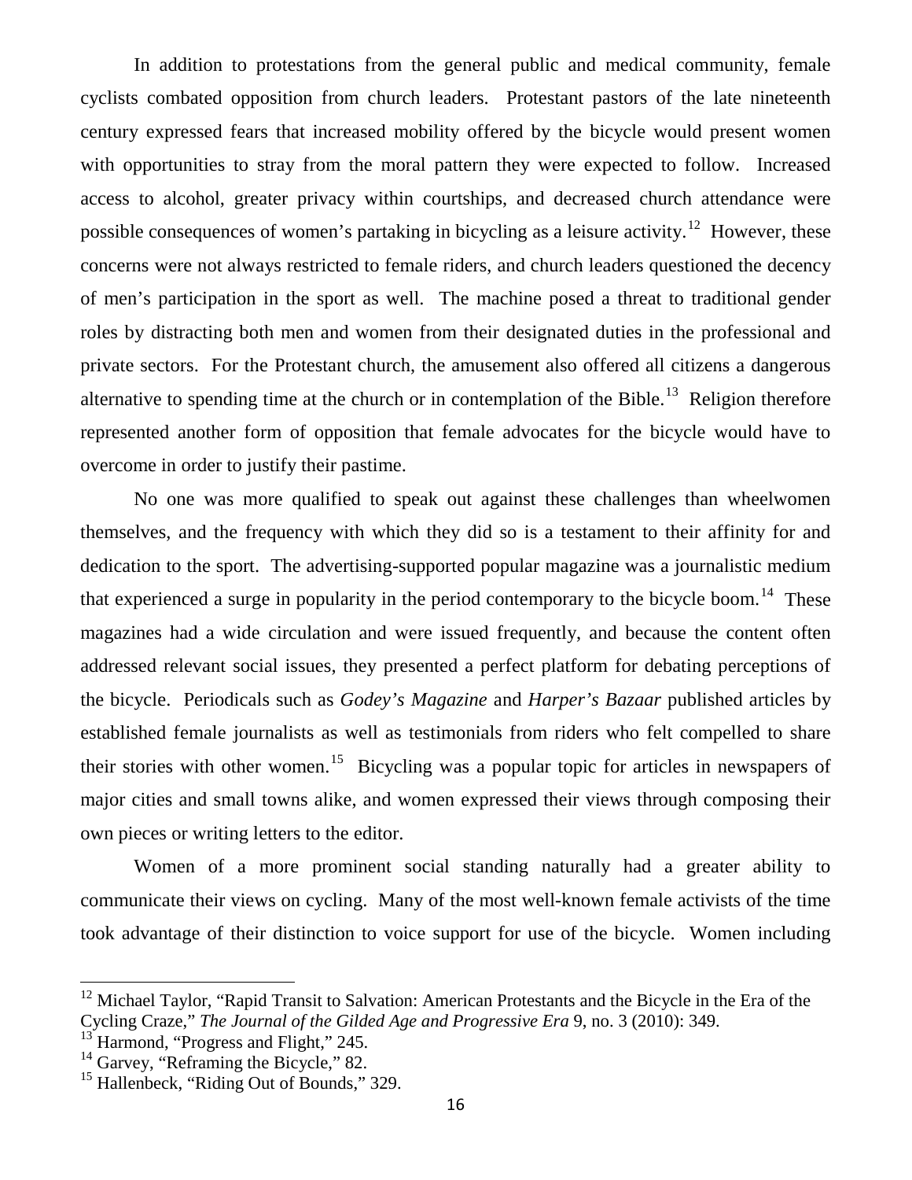In addition to protestations from the general public and medical community, female cyclists combated opposition from church leaders. Protestant pastors of the late nineteenth century expressed fears that increased mobility offered by the bicycle would present women with opportunities to stray from the moral pattern they were expected to follow. Increased access to alcohol, greater privacy within courtships, and decreased church attendance were possible consequences of women's partaking in bicycling as a leisure activity.[12] However, these concerns were not always restricted to female riders, and church leaders questioned the decency of men's participation in the sport as well. The machine posed a threat to traditional gender roles by distracting both men and women from their designated duties in the professional and private sectors. For the Protestant church, the amusement also offered all citizens a dangerous alternative to spending time at the church or in contemplation of the Bible.[13] Religion therefore represented another form of opposition that female advocates for the bicycle would have to overcome in order to justify their pastime.

No one was more qualified to speak out against these challenges than wheelwomen themselves, and the frequency with which they did so is a testament to their affinity for and dedication to the sport. The advertising-supported popular magazine was a journalistic medium that experienced a surge in popularity in the period contemporary to the bicycle boom.[14] These magazines had a wide circulation and were issued frequently, and because the content often addressed relevant social issues, they presented a perfect platform for debating perceptions of the bicycle. Periodicals such as *Godey's Magazine* and *Harper's Bazaar* published articles by established female journalists as well as testimonials from riders who felt compelled to share their stories with other women.[15] Bicycling was a popular topic for articles in newspapers of major cities and small towns alike, and women expressed their views through composing their own pieces or writing letters to the editor.

Women of a more prominent social standing naturally had a greater ability to communicate their views on cycling. Many of the most well-known female activists of the time took advantage of their distinction to voice support for use of the bicycle. Women including

---

[12] Michael Taylor, "Rapid Transit to Salvation: American Protestants and the Bicycle in the Era of the Cycling Craze," *The Journal of the Gilded Age and Progressive Era* 9, no. 3 (2010): 349.

[13] Harmond, "Progress and Flight," 245.

[14] Garvey, "Reframing the Bicycle," 82.

[15] Hallenbeck, "Riding Out of Bounds," 329.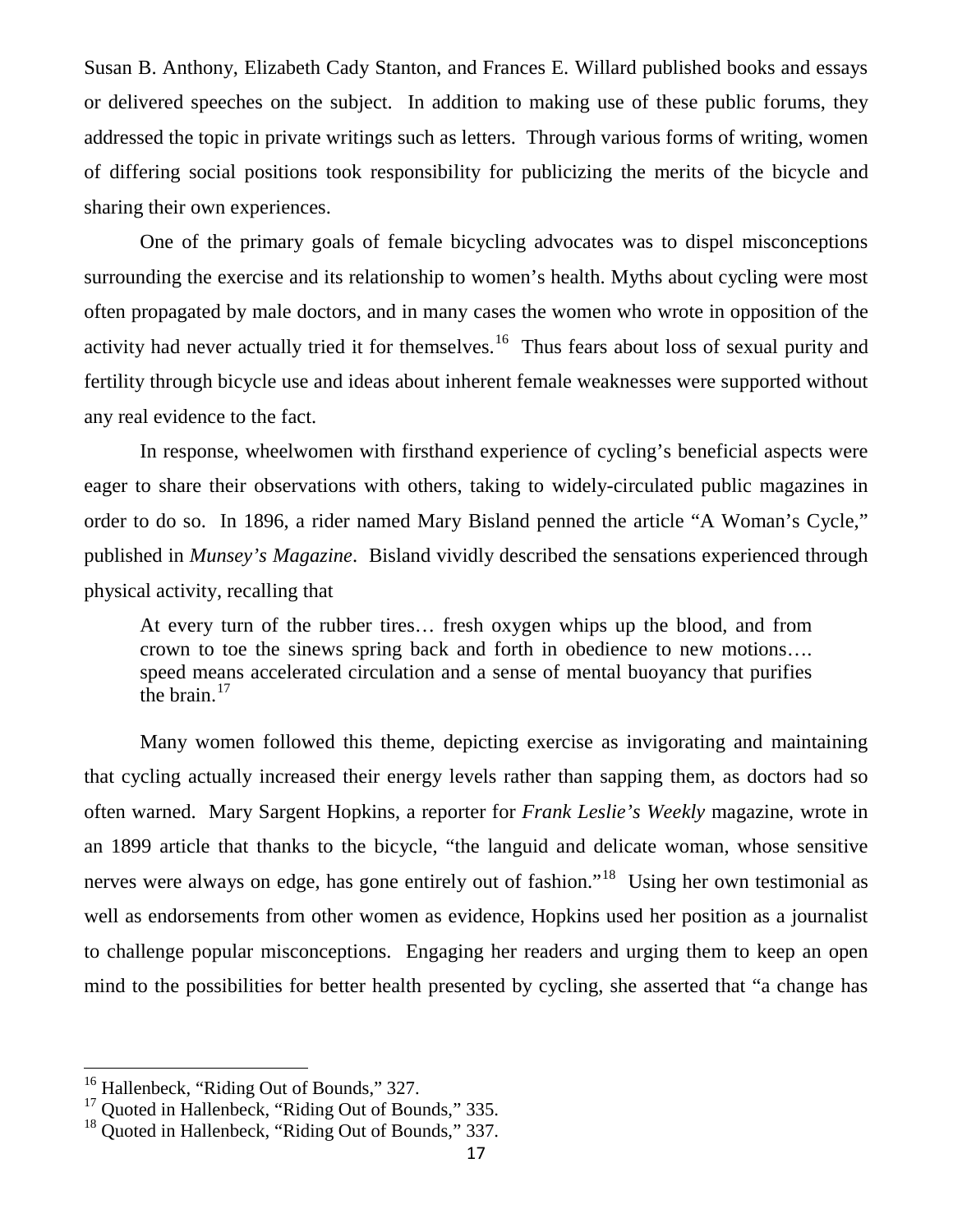Susan B. Anthony, Elizabeth Cady Stanton, and Frances E. Willard published books and essays or delivered speeches on the subject. In addition to making use of these public forums, they addressed the topic in private writings such as letters. Through various forms of writing, women of differing social positions took responsibility for publicizing the merits of the bicycle and sharing their own experiences.

One of the primary goals of female bicycling advocates was to dispel misconceptions surrounding the exercise and its relationship to women's health. Myths about cycling were most often propagated by male doctors, and in many cases the women who wrote in opposition of the activity had never actually tried it for themselves.[16] Thus fears about loss of sexual purity and fertility through bicycle use and ideas about inherent female weaknesses were supported without any real evidence to the fact.

In response, wheelwomen with firsthand experience of cycling's beneficial aspects were eager to share their observations with others, taking to widely-circulated public magazines in order to do so. In 1896, a rider named Mary Bisland penned the article "A Woman's Cycle," published in *Munsey's Magazine*. Bisland vividly described the sensations experienced through physical activity, recalling that

> At every turn of the rubber tires… fresh oxygen whips up the blood, and from crown to toe the sinews spring back and forth in obedience to new motions…. speed means accelerated circulation and a sense of mental buoyancy that purifies the brain.[17]

Many women followed this theme, depicting exercise as invigorating and maintaining that cycling actually increased their energy levels rather than sapping them, as doctors had so often warned. Mary Sargent Hopkins, a reporter for *Frank Leslie's Weekly* magazine, wrote in an 1899 article that thanks to the bicycle, "the languid and delicate woman, whose sensitive nerves were always on edge, has gone entirely out of fashion."[18] Using her own testimonial as well as endorsements from other women as evidence, Hopkins used her position as a journalist to challenge popular misconceptions. Engaging her readers and urging them to keep an open mind to the possibilities for better health presented by cycling, she asserted that "a change has

---

[16] Hallenbeck, "Riding Out of Bounds," 327.

[17] Quoted in Hallenbeck, "Riding Out of Bounds," 335.

[18] Quoted in Hallenbeck, "Riding Out of Bounds," 337.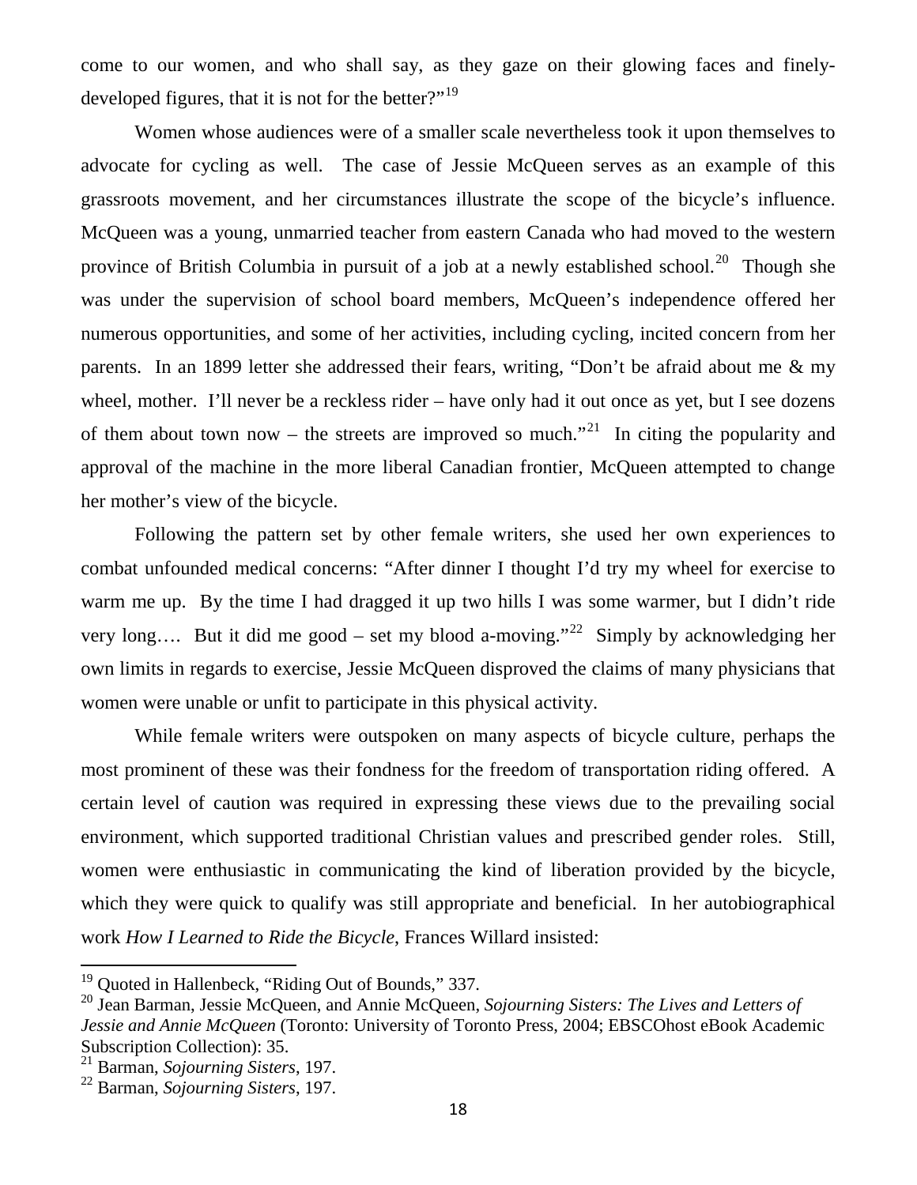come to our women, and who shall say, as they gaze on their glowing faces and finely-developed figures, that it is not for the better?"[19]

Women whose audiences were of a smaller scale nevertheless took it upon themselves to advocate for cycling as well. The case of Jessie McQueen serves as an example of this grassroots movement, and her circumstances illustrate the scope of the bicycle's influence. McQueen was a young, unmarried teacher from eastern Canada who had moved to the western province of British Columbia in pursuit of a job at a newly established school.[20] Though she was under the supervision of school board members, McQueen's independence offered her numerous opportunities, and some of her activities, including cycling, incited concern from her parents. In an 1899 letter she addressed their fears, writing, "Don't be afraid about me & my wheel, mother. I'll never be a reckless rider – have only had it out once as yet, but I see dozens of them about town now – the streets are improved so much."[21] In citing the popularity and approval of the machine in the more liberal Canadian frontier, McQueen attempted to change her mother's view of the bicycle.

Following the pattern set by other female writers, she used her own experiences to combat unfounded medical concerns: "After dinner I thought I'd try my wheel for exercise to warm me up. By the time I had dragged it up two hills I was some warmer, but I didn't ride very long…. But it did me good – set my blood a-moving."[22] Simply by acknowledging her own limits in regards to exercise, Jessie McQueen disproved the claims of many physicians that women were unable or unfit to participate in this physical activity.

While female writers were outspoken on many aspects of bicycle culture, perhaps the most prominent of these was their fondness for the freedom of transportation riding offered. A certain level of caution was required in expressing these views due to the prevailing social environment, which supported traditional Christian values and prescribed gender roles. Still, women were enthusiastic in communicating the kind of liberation provided by the bicycle, which they were quick to qualify was still appropriate and beneficial. In her autobiographical work *How I Learned to Ride the Bicycle*, Frances Willard insisted:

---

[19] Quoted in Hallenbeck, "Riding Out of Bounds," 337.

[20] Jean Barman, Jessie McQueen, and Annie McQueen, *Sojourning Sisters: The Lives and Letters of Jessie and Annie McQueen* (Toronto: University of Toronto Press, 2004; EBSCOhost eBook Academic Subscription Collection): 35.

[21] Barman, *Sojourning Sisters*, 197.

[22] Barman, *Sojourning Sisters*, 197.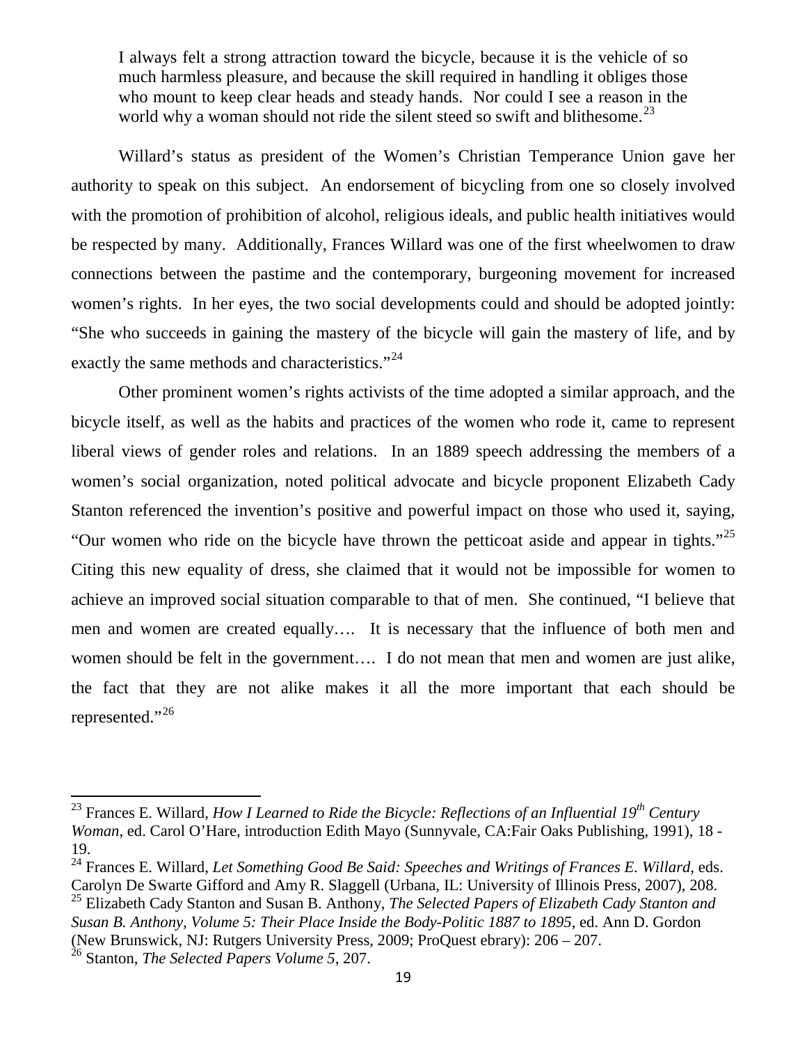> I always felt a strong attraction toward the bicycle, because it is the vehicle of so much harmless pleasure, and because the skill required in handling it obliges those who mount to keep clear heads and steady hands. Nor could I see a reason in the world why a woman should not ride the silent steed so swift and blithesome.[23]

Willard's status as president of the Women's Christian Temperance Union gave her authority to speak on this subject. An endorsement of bicycling from one so closely involved with the promotion of prohibition of alcohol, religious ideals, and public health initiatives would be respected by many. Additionally, Frances Willard was one of the first wheelwomen to draw connections between the pastime and the contemporary, burgeoning movement for increased women's rights. In her eyes, the two social developments could and should be adopted jointly: "She who succeeds in gaining the mastery of the bicycle will gain the mastery of life, and by exactly the same methods and characteristics."[24]

Other prominent women's rights activists of the time adopted a similar approach, and the bicycle itself, as well as the habits and practices of the women who rode it, came to represent liberal views of gender roles and relations. In an 1889 speech addressing the members of a women's social organization, noted political advocate and bicycle proponent Elizabeth Cady Stanton referenced the invention's positive and powerful impact on those who used it, saying, "Our women who ride on the bicycle have thrown the petticoat aside and appear in tights."[25] Citing this new equality of dress, she claimed that it would not be impossible for women to achieve an improved social situation comparable to that of men. She continued, "I believe that men and women are created equally…. It is necessary that the influence of both men and women should be felt in the government…. I do not mean that men and women are just alike, the fact that they are not alike makes it all the more important that each should be represented."[26]

---

[23] Frances E. Willard, *How I Learned to Ride the Bicycle: Reflections of an Influential 19th Century Woman*, ed. Carol O'Hare, introduction Edith Mayo (Sunnyvale, CA:Fair Oaks Publishing, 1991), 18 - 19.

[24] Frances E. Willard, *Let Something Good Be Said: Speeches and Writings of Frances E. Willard*, eds. Carolyn De Swarte Gifford and Amy R. Slaggell (Urbana, IL: University of Illinois Press, 2007), 208.

[25] Elizabeth Cady Stanton and Susan B. Anthony, *The Selected Papers of Elizabeth Cady Stanton and Susan B. Anthony, Volume 5: Their Place Inside the Body-Politic 1887 to 1895*, ed. Ann D. Gordon (New Brunswick, NJ: Rutgers University Press, 2009; ProQuest ebrary): 206 – 207.

[26] Stanton, *The Selected Papers Volume 5*, 207.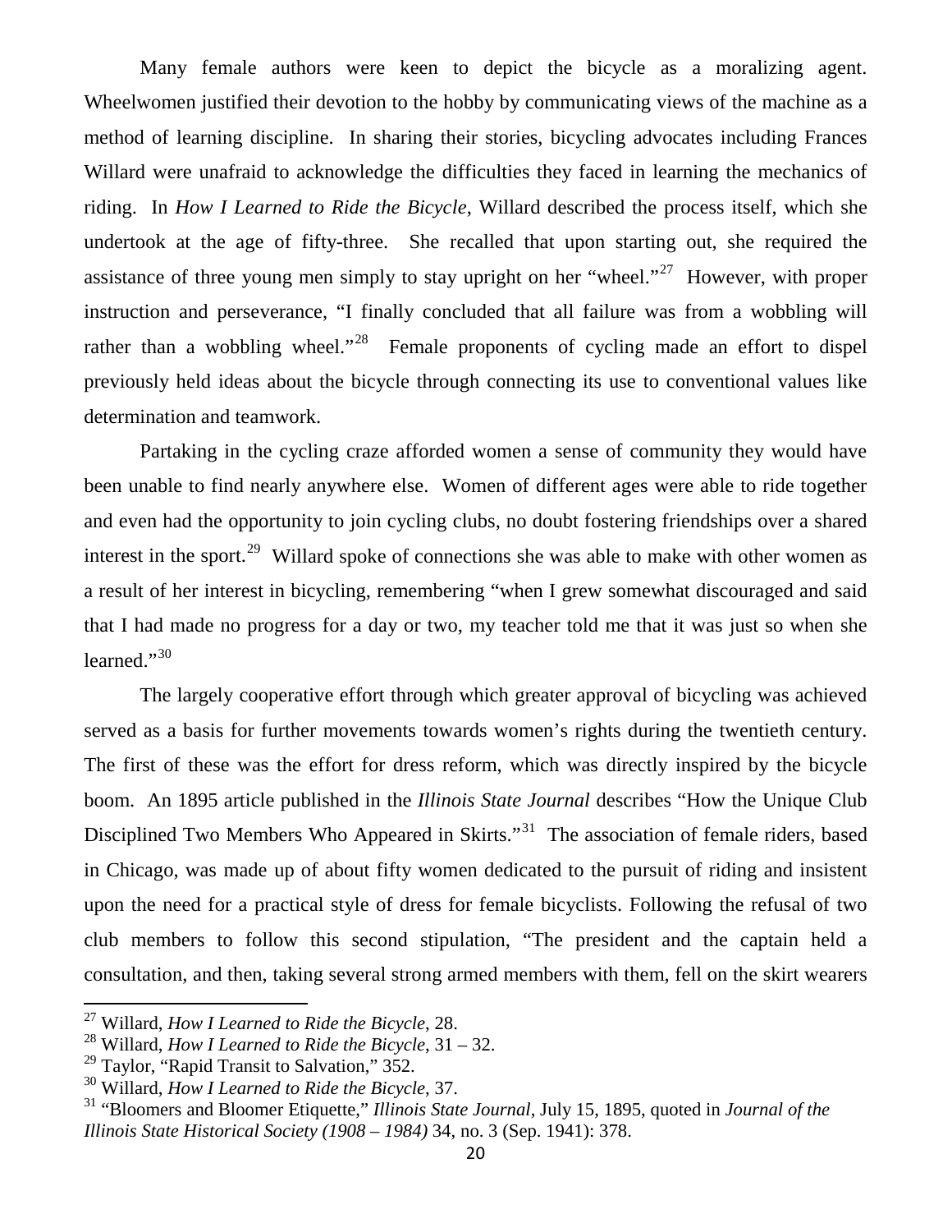Many female authors were keen to depict the bicycle as a moralizing agent. Wheelwomen justified their devotion to the hobby by communicating views of the machine as a method of learning discipline. In sharing their stories, bicycling advocates including Frances Willard were unafraid to acknowledge the difficulties they faced in learning the mechanics of riding. In *How I Learned to Ride the Bicycle*, Willard described the process itself, which she undertook at the age of fifty-three. She recalled that upon starting out, she required the assistance of three young men simply to stay upright on her "wheel."[27] However, with proper instruction and perseverance, "I finally concluded that all failure was from a wobbling will rather than a wobbling wheel."[28] Female proponents of cycling made an effort to dispel previously held ideas about the bicycle through connecting its use to conventional values like determination and teamwork.

Partaking in the cycling craze afforded women a sense of community they would have been unable to find nearly anywhere else. Women of different ages were able to ride together and even had the opportunity to join cycling clubs, no doubt fostering friendships over a shared interest in the sport.[29] Willard spoke of connections she was able to make with other women as a result of her interest in bicycling, remembering "when I grew somewhat discouraged and said that I had made no progress for a day or two, my teacher told me that it was just so when she learned."[30]

The largely cooperative effort through which greater approval of bicycling was achieved served as a basis for further movements towards women's rights during the twentieth century. The first of these was the effort for dress reform, which was directly inspired by the bicycle boom. An 1895 article published in the *Illinois State Journal* describes "How the Unique Club Disciplined Two Members Who Appeared in Skirts."[31] The association of female riders, based in Chicago, was made up of about fifty women dedicated to the pursuit of riding and insistent upon the need for a practical style of dress for female bicyclists. Following the refusal of two club members to follow this second stipulation, "The president and the captain held a consultation, and then, taking several strong armed members with them, fell on the skirt wearers

---

[27] Willard, *How I Learned to Ride the Bicycle*, 28.

[28] Willard, *How I Learned to Ride the Bicycle*, 31 – 32.

[29] Taylor, "Rapid Transit to Salvation," 352.

[30] Willard, *How I Learned to Ride the Bicycle*, 37.

[31] "Bloomers and Bloomer Etiquette," *Illinois State Journal*, July 15, 1895, quoted in *Journal of the Illinois State Historical Society (1908 – 1984)* 34, no. 3 (Sep. 1941): 378.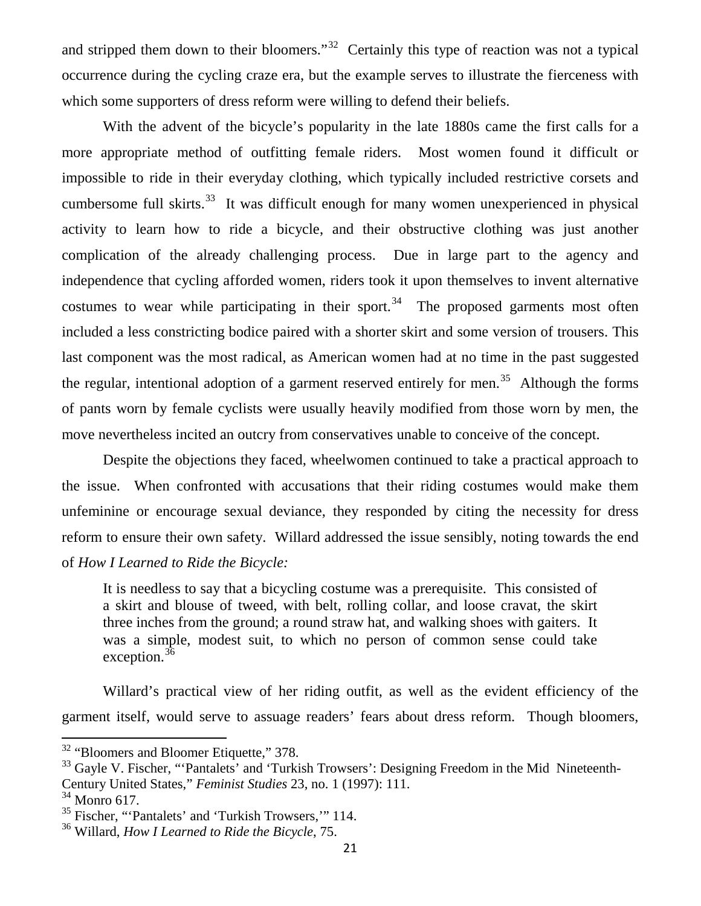and stripped them down to their bloomers."[32] Certainly this type of reaction was not a typical occurrence during the cycling craze era, but the example serves to illustrate the fierceness with which some supporters of dress reform were willing to defend their beliefs.

With the advent of the bicycle's popularity in the late 1880s came the first calls for a more appropriate method of outfitting female riders. Most women found it difficult or impossible to ride in their everyday clothing, which typically included restrictive corsets and cumbersome full skirts.[33] It was difficult enough for many women unexperienced in physical activity to learn how to ride a bicycle, and their obstructive clothing was just another complication of the already challenging process. Due in large part to the agency and independence that cycling afforded women, riders took it upon themselves to invent alternative costumes to wear while participating in their sport.[34] The proposed garments most often included a less constricting bodice paired with a shorter skirt and some version of trousers. This last component was the most radical, as American women had at no time in the past suggested the regular, intentional adoption of a garment reserved entirely for men.[35] Although the forms of pants worn by female cyclists were usually heavily modified from those worn by men, the move nevertheless incited an outcry from conservatives unable to conceive of the concept.

Despite the objections they faced, wheelwomen continued to take a practical approach to the issue. When confronted with accusations that their riding costumes would make them unfeminine or encourage sexual deviance, they responded by citing the necessity for dress reform to ensure their own safety. Willard addressed the issue sensibly, noting towards the end of *How I Learned to Ride the Bicycle:*

> It is needless to say that a bicycling costume was a prerequisite. This consisted of a skirt and blouse of tweed, with belt, rolling collar, and loose cravat, the skirt three inches from the ground; a round straw hat, and walking shoes with gaiters. It was a simple, modest suit, to which no person of common sense could take exception.[36]

Willard's practical view of her riding outfit, as well as the evident efficiency of the garment itself, would serve to assuage readers' fears about dress reform. Though bloomers,

---

[32] "Bloomers and Bloomer Etiquette," 378.

[33] Gayle V. Fischer, "'Pantalets' and 'Turkish Trowsers': Designing Freedom in the Mid Nineteenth-Century United States," *Feminist Studies* 23, no. 1 (1997): 111.

[34] Monro 617.

[35] Fischer, "'Pantalets' and 'Turkish Trowsers,'" 114.

[36] Willard, *How I Learned to Ride the Bicycle*, 75.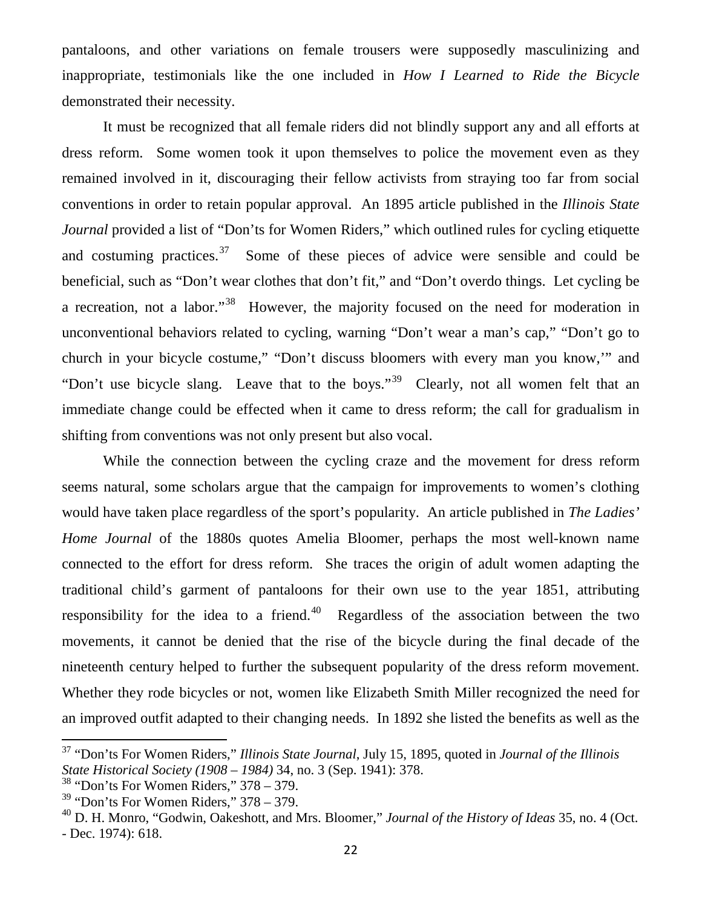pantaloons, and other variations on female trousers were supposedly masculinizing and inappropriate, testimonials like the one included in *How I Learned to Ride the Bicycle* demonstrated their necessity.

It must be recognized that all female riders did not blindly support any and all efforts at dress reform. Some women took it upon themselves to police the movement even as they remained involved in it, discouraging their fellow activists from straying too far from social conventions in order to retain popular approval. An 1895 article published in the *Illinois State Journal* provided a list of "Don'ts for Women Riders," which outlined rules for cycling etiquette and costuming practices.[37] Some of these pieces of advice were sensible and could be beneficial, such as "Don't wear clothes that don't fit," and "Don't overdo things. Let cycling be a recreation, not a labor."[38] However, the majority focused on the need for moderation in unconventional behaviors related to cycling, warning "Don't wear a man's cap," "Don't go to church in your bicycle costume," "Don't discuss bloomers with every man you know,'" and "Don't use bicycle slang. Leave that to the boys."[39] Clearly, not all women felt that an immediate change could be effected when it came to dress reform; the call for gradualism in shifting from conventions was not only present but also vocal.

While the connection between the cycling craze and the movement for dress reform seems natural, some scholars argue that the campaign for improvements to women's clothing would have taken place regardless of the sport's popularity. An article published in *The Ladies' Home Journal* of the 1880s quotes Amelia Bloomer, perhaps the most well-known name connected to the effort for dress reform. She traces the origin of adult women adapting the traditional child's garment of pantaloons for their own use to the year 1851, attributing responsibility for the idea to a friend.[40] Regardless of the association between the two movements, it cannot be denied that the rise of the bicycle during the final decade of the nineteenth century helped to further the subsequent popularity of the dress reform movement. Whether they rode bicycles or not, women like Elizabeth Smith Miller recognized the need for an improved outfit adapted to their changing needs. In 1892 she listed the benefits as well as the

---

[37] "Don'ts For Women Riders," *Illinois State Journal*, July 15, 1895, quoted in *Journal of the Illinois State Historical Society (1908 – 1984)* 34, no. 3 (Sep. 1941): 378.

[38] "Don'ts For Women Riders," 378 – 379.

[39] "Don'ts For Women Riders," 378 – 379.

[40] D. H. Monro, "Godwin, Oakeshott, and Mrs. Bloomer," *Journal of the History of Ideas* 35, no. 4 (Oct. - Dec. 1974): 618.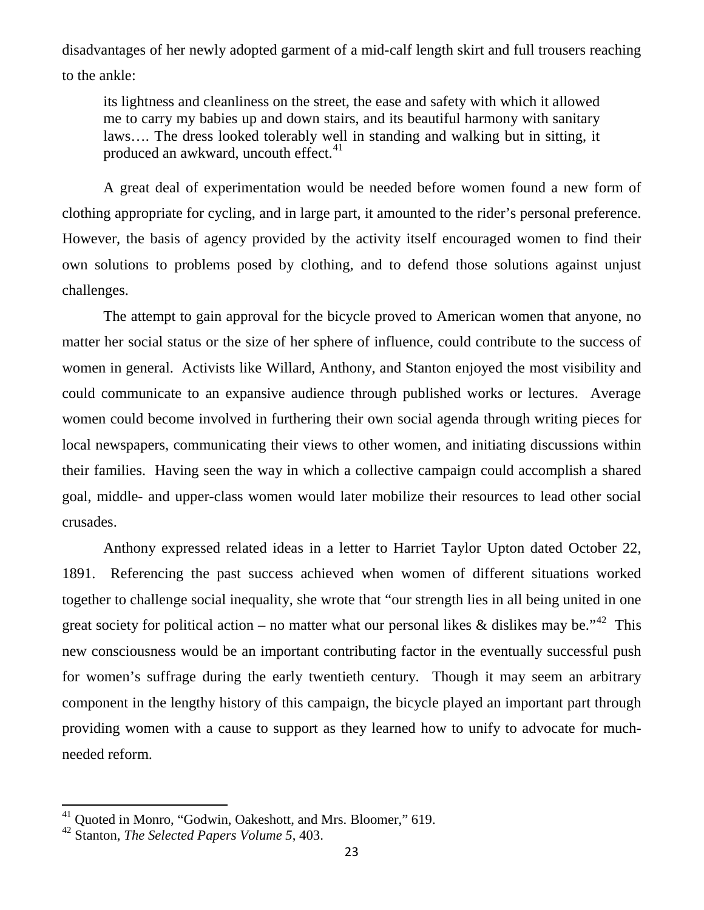disadvantages of her newly adopted garment of a mid-calf length skirt and full trousers reaching to the ankle:

> its lightness and cleanliness on the street, the ease and safety with which it allowed me to carry my babies up and down stairs, and its beautiful harmony with sanitary laws…. The dress looked tolerably well in standing and walking but in sitting, it produced an awkward, uncouth effect.[41]

A great deal of experimentation would be needed before women found a new form of clothing appropriate for cycling, and in large part, it amounted to the rider's personal preference. However, the basis of agency provided by the activity itself encouraged women to find their own solutions to problems posed by clothing, and to defend those solutions against unjust challenges.

The attempt to gain approval for the bicycle proved to American women that anyone, no matter her social status or the size of her sphere of influence, could contribute to the success of women in general. Activists like Willard, Anthony, and Stanton enjoyed the most visibility and could communicate to an expansive audience through published works or lectures. Average women could become involved in furthering their own social agenda through writing pieces for local newspapers, communicating their views to other women, and initiating discussions within their families. Having seen the way in which a collective campaign could accomplish a shared goal, middle- and upper-class women would later mobilize their resources to lead other social crusades.

Anthony expressed related ideas in a letter to Harriet Taylor Upton dated October 22, 1891. Referencing the past success achieved when women of different situations worked together to challenge social inequality, she wrote that "our strength lies in all being united in one great society for political action – no matter what our personal likes & dislikes may be."[42] This new consciousness would be an important contributing factor in the eventually successful push for women's suffrage during the early twentieth century. Though it may seem an arbitrary component in the lengthy history of this campaign, the bicycle played an important part through providing women with a cause to support as they learned how to unify to advocate for much-needed reform.

---

[41] Quoted in Monro, "Godwin, Oakeshott, and Mrs. Bloomer," 619.

[42] Stanton, *The Selected Papers Volume 5*, 403.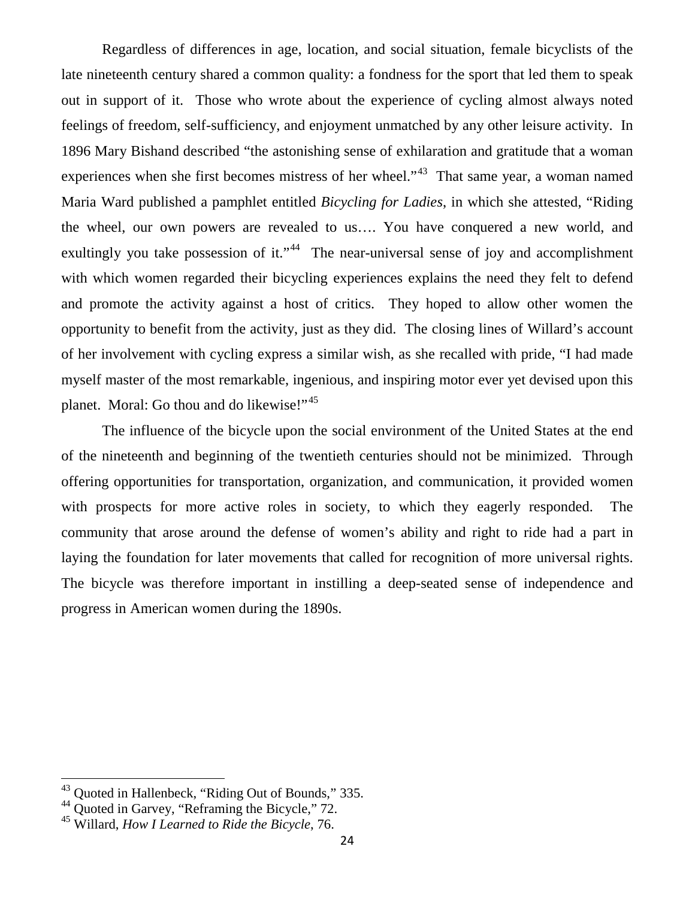Regardless of differences in age, location, and social situation, female bicyclists of the late nineteenth century shared a common quality: a fondness for the sport that led them to speak out in support of it. Those who wrote about the experience of cycling almost always noted feelings of freedom, self-sufficiency, and enjoyment unmatched by any other leisure activity. In 1896 Mary Bishand described "the astonishing sense of exhilaration and gratitude that a woman experiences when she first becomes mistress of her wheel."[43] That same year, a woman named Maria Ward published a pamphlet entitled *Bicycling for Ladies*, in which she attested, "Riding the wheel, our own powers are revealed to us…. You have conquered a new world, and exultingly you take possession of it."[44] The near-universal sense of joy and accomplishment with which women regarded their bicycling experiences explains the need they felt to defend and promote the activity against a host of critics. They hoped to allow other women the opportunity to benefit from the activity, just as they did. The closing lines of Willard's account of her involvement with cycling express a similar wish, as she recalled with pride, "I had made myself master of the most remarkable, ingenious, and inspiring motor ever yet devised upon this planet. Moral: Go thou and do likewise!"[45]

The influence of the bicycle upon the social environment of the United States at the end of the nineteenth and beginning of the twentieth centuries should not be minimized. Through offering opportunities for transportation, organization, and communication, it provided women with prospects for more active roles in society, to which they eagerly responded. The community that arose around the defense of women's ability and right to ride had a part in laying the foundation for later movements that called for recognition of more universal rights. The bicycle was therefore important in instilling a deep-seated sense of independence and progress in American women during the 1890s.

---

[43] Quoted in Hallenbeck, "Riding Out of Bounds," 335.

[44] Quoted in Garvey, "Reframing the Bicycle," 72.

[45] Willard, *How I Learned to Ride the Bicycle*, 76.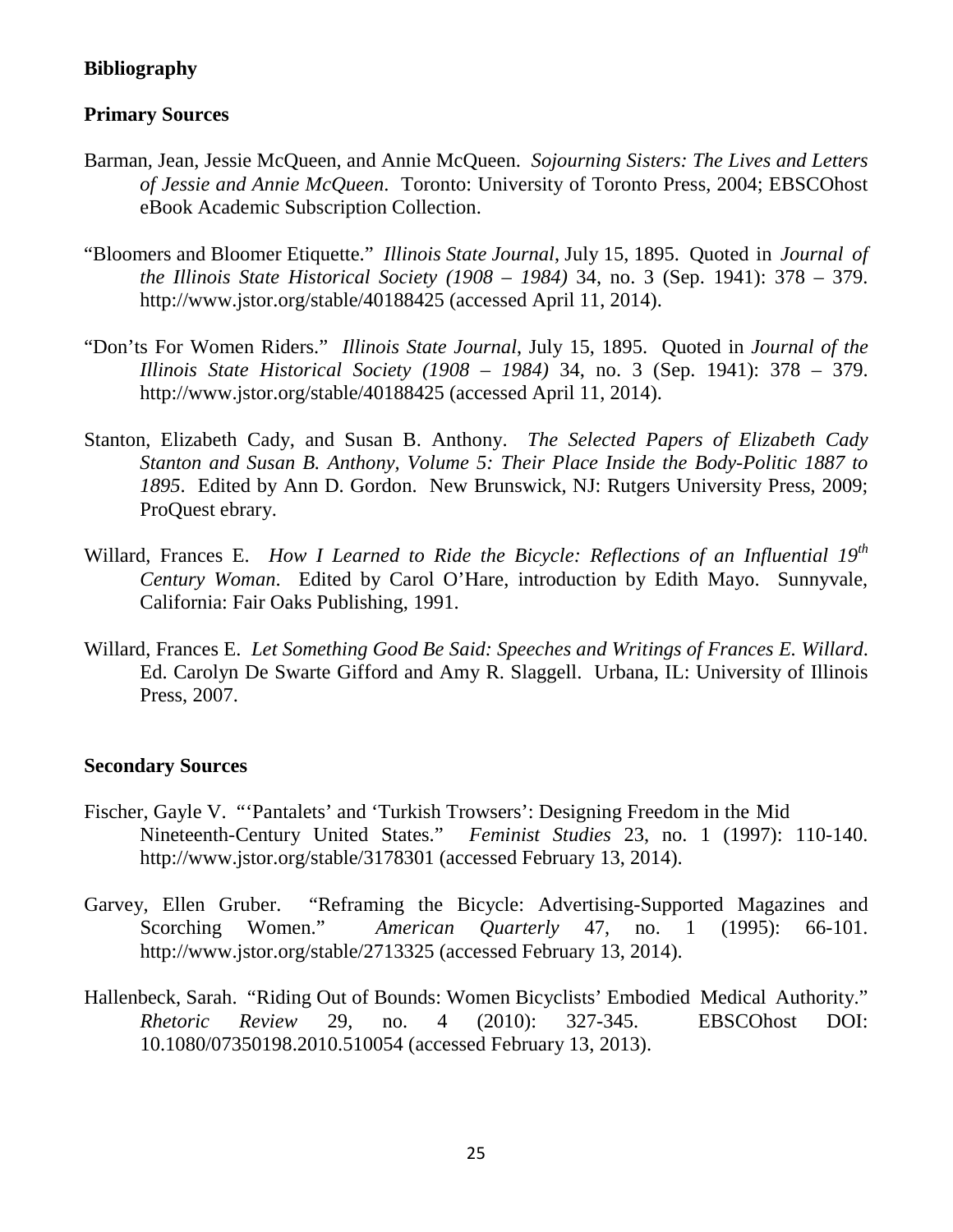**Bibliography**

**Primary Sources**

Barman, Jean, Jessie McQueen, and Annie McQueen. *Sojourning Sisters: The Lives and Letters of Jessie and Annie McQueen*. Toronto: University of Toronto Press, 2004; EBSCOhost eBook Academic Subscription Collection.

"Bloomers and Bloomer Etiquette." *Illinois State Journal*, July 15, 1895. Quoted in *Journal of the Illinois State Historical Society (1908 – 1984)* 34, no. 3 (Sep. 1941): 378 – 379. http://www.jstor.org/stable/40188425 (accessed April 11, 2014).

"Don'ts For Women Riders." *Illinois State Journal*, July 15, 1895. Quoted in *Journal of the Illinois State Historical Society (1908 – 1984)* 34, no. 3 (Sep. 1941): 378 – 379. http://www.jstor.org/stable/40188425 (accessed April 11, 2014).

Stanton, Elizabeth Cady, and Susan B. Anthony. *The Selected Papers of Elizabeth Cady Stanton and Susan B. Anthony, Volume 5: Their Place Inside the Body-Politic 1887 to 1895*. Edited by Ann D. Gordon. New Brunswick, NJ: Rutgers University Press, 2009; ProQuest ebrary.

Willard, Frances E. *How I Learned to Ride the Bicycle: Reflections of an Influential 19th Century Woman*. Edited by Carol O'Hare, introduction by Edith Mayo. Sunnyvale, California: Fair Oaks Publishing, 1991.

Willard, Frances E. *Let Something Good Be Said: Speeches and Writings of Frances E. Willard*. Ed. Carolyn De Swarte Gifford and Amy R. Slaggell. Urbana, IL: University of Illinois Press, 2007.

**Secondary Sources**

Fischer, Gayle V. "'Pantalets' and 'Turkish Trowsers': Designing Freedom in the Mid Nineteenth-Century United States." *Feminist Studies* 23, no. 1 (1997): 110-140. http://www.jstor.org/stable/3178301 (accessed February 13, 2014).

Garvey, Ellen Gruber. "Reframing the Bicycle: Advertising-Supported Magazines and Scorching Women." *American Quarterly* 47, no. 1 (1995): 66-101. http://www.jstor.org/stable/2713325 (accessed February 13, 2014).

Hallenbeck, Sarah. "Riding Out of Bounds: Women Bicyclists' Embodied Medical Authority." *Rhetoric Review* 29, no. 4 (2010): 327-345. EBSCOhost DOI: 10.1080/07350198.2010.510054 (accessed February 13, 2013).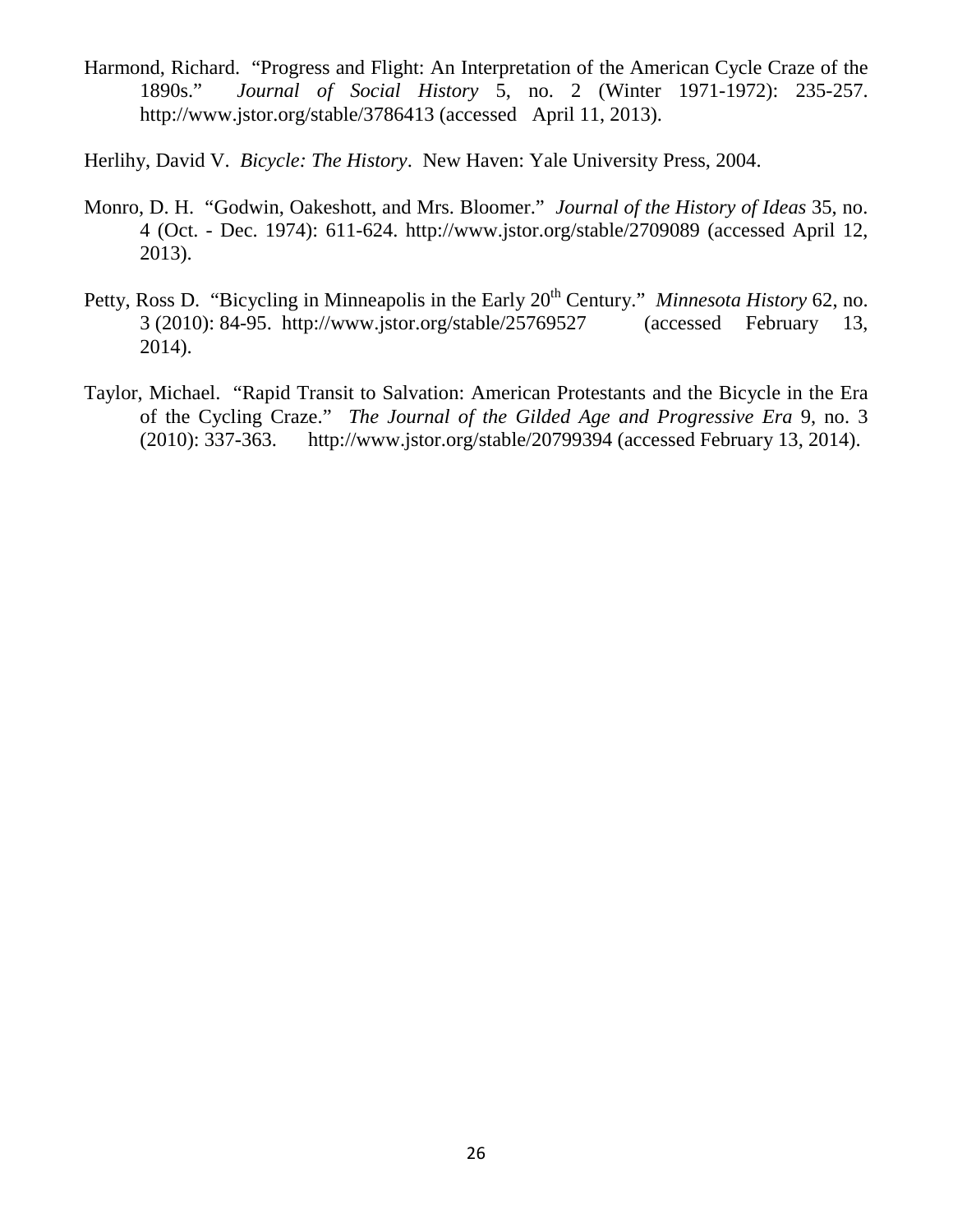Harmond, Richard. "Progress and Flight: An Interpretation of the American Cycle Craze of the 1890s." *Journal of Social History* 5, no. 2 (Winter 1971-1972): 235-257. http://www.jstor.org/stable/3786413 (accessed April 11, 2013).

Herlihy, David V. *Bicycle: The History*. New Haven: Yale University Press, 2004.

Monro, D. H. "Godwin, Oakeshott, and Mrs. Bloomer." *Journal of the History of Ideas* 35, no. 4 (Oct. - Dec. 1974): 611-624. http://www.jstor.org/stable/2709089 (accessed April 12, 2013).

Petty, Ross D. "Bicycling in Minneapolis in the Early 20th Century." *Minnesota History* 62, no. 3 (2010): 84-95. http://www.jstor.org/stable/25769527 (accessed February 13, 2014).

Taylor, Michael. "Rapid Transit to Salvation: American Protestants and the Bicycle in the Era of the Cycling Craze." *The Journal of the Gilded Age and Progressive Era* 9, no. 3 (2010): 337-363. http://www.jstor.org/stable/20799394 (accessed February 13, 2014).